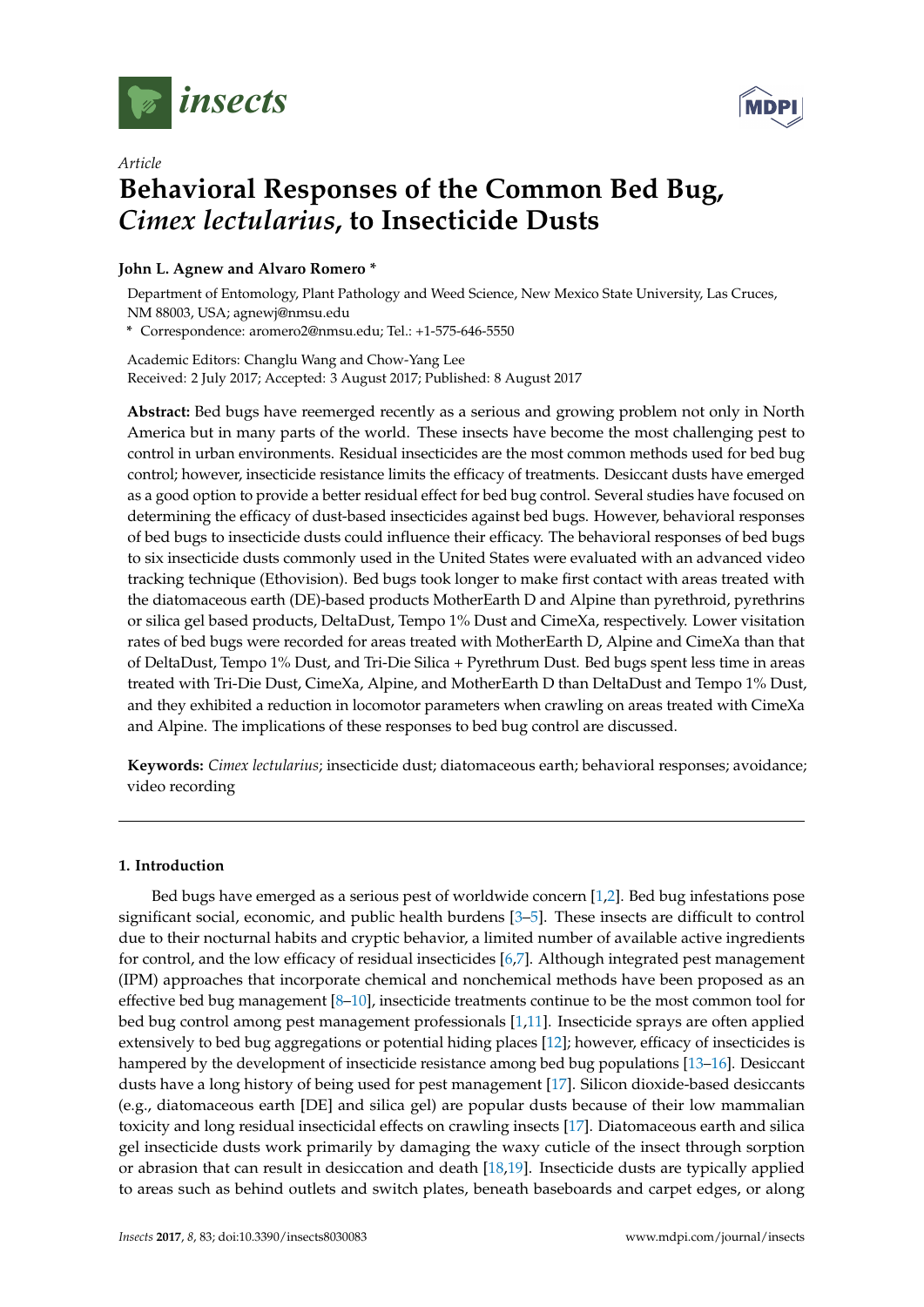*Article*

# Behavioral Responses of the Common Bed Bug, *Cimex lectularius*, to Insecticide Dusts

**John L. Agnew and Alvaro Romero ***

Department of Entomology, Plant Pathology and Weed Science, New Mexico State University, Las Cruces, NM 88003, USA; agnewj@nmsu.edu

* Correspondence: aromero2@nmsu.edu; Tel.: +1-575-646-5550

Academic Editors: Changlu Wang and Chow-Yang Lee

Received: 2 July 2017; Accepted: 3 August 2017; Published: 8 August 2017

**Abstract:** Bed bugs have reemerged recently as a serious and growing problem not only in North America but in many parts of the world. These insects have become the most challenging pest to control in urban environments. Residual insecticides are the most common methods used for bed bug control; however, insecticide resistance limits the efficacy of treatments. Desiccant dusts have emerged as a good option to provide a better residual effect for bed bug control. Several studies have focused on determining the efficacy of dust-based insecticides against bed bugs. However, behavioral responses of bed bugs to insecticide dusts could influence their efficacy. The behavioral responses of bed bugs to six insecticide dusts commonly used in the United States were evaluated with an advanced video tracking technique (Ethovision). Bed bugs took longer to make first contact with areas treated with the diatomaceous earth (DE)-based products MotherEarth D and Alpine than pyrethroid, pyrethrins or silica gel based products, DeltaDust, Tempo 1% Dust and CimeXa, respectively. Lower visitation rates of bed bugs were recorded for areas treated with MotherEarth D, Alpine and CimeXa than that of DeltaDust, Tempo 1% Dust, and Tri-Die Silica + Pyrethrum Dust. Bed bugs spent less time in areas treated with Tri-Die Dust, CimeXa, Alpine, and MotherEarth D than DeltaDust and Tempo 1% Dust, and they exhibited a reduction in locomotor parameters when crawling on areas treated with CimeXa and Alpine. The implications of these responses to bed bug control are discussed.

**Keywords:** *Cimex lectularius*; insecticide dust; diatomaceous earth; behavioral responses; avoidance; video recording

## 1. Introduction

Bed bugs have emerged as a serious pest of worldwide concern [1,2]. Bed bug infestations pose significant social, economic, and public health burdens [3–5]. These insects are difficult to control due to their nocturnal habits and cryptic behavior, a limited number of available active ingredients for control, and the low efficacy of residual insecticides [6,7]. Although integrated pest management (IPM) approaches that incorporate chemical and nonchemical methods have been proposed as an effective bed bug management [8–10], insecticide treatments continue to be the most common tool for bed bug control among pest management professionals [1,11]. Insecticide sprays are often applied extensively to bed bug aggregations or potential hiding places [12]; however, efficacy of insecticides is hampered by the development of insecticide resistance among bed bug populations [13–16]. Desiccant dusts have a long history of being used for pest management [17]. Silicon dioxide-based desiccants (e.g., diatomaceous earth [DE] and silica gel) are popular dusts because of their low mammalian toxicity and long residual insecticidal effects on crawling insects [17]. Diatomaceous earth and silica gel insecticide dusts work primarily by damaging the waxy cuticle of the insect through sorption or abrasion that can result in desiccation and death [18,19]. Insecticide dusts are typically applied to areas such as behind outlets and switch plates, beneath baseboards and carpet edges, or along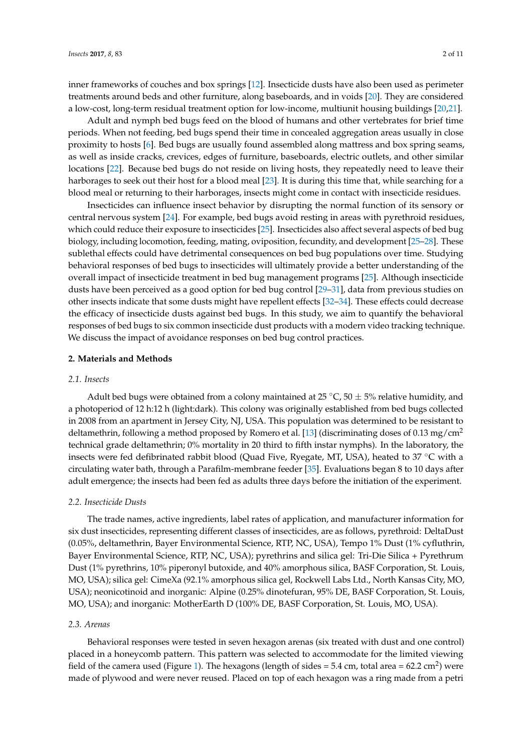inner frameworks of couches and box springs [12]. Insecticide dusts have also been used as perimeter treatments around beds and other furniture, along baseboards, and in voids [20]. They are considered a low-cost, long-term residual treatment option for low-income, multiunit housing buildings [20,21].

Adult and nymph bed bugs feed on the blood of humans and other vertebrates for brief time periods. When not feeding, bed bugs spend their time in concealed aggregation areas usually in close proximity to hosts [6]. Bed bugs are usually found assembled along mattress and box spring seams, as well as inside cracks, crevices, edges of furniture, baseboards, electric outlets, and other similar locations [22]. Because bed bugs do not reside on living hosts, they repeatedly need to leave their harborages to seek out their host for a blood meal [23]. It is during this time that, while searching for a blood meal or returning to their harborages, insects might come in contact with insecticide residues.

Insecticides can influence insect behavior by disrupting the normal function of its sensory or central nervous system [24]. For example, bed bugs avoid resting in areas with pyrethroid residues, which could reduce their exposure to insecticides [25]. Insecticides also affect several aspects of bed bug biology, including locomotion, feeding, mating, oviposition, fecundity, and development [25–28]. These sublethal effects could have detrimental consequences on bed bug populations over time. Studying behavioral responses of bed bugs to insecticides will ultimately provide a better understanding of the overall impact of insecticide treatment in bed bug management programs [25]. Although insecticide dusts have been perceived as a good option for bed bug control [29–31], data from previous studies on other insects indicate that some dusts might have repellent effects [32–34]. These effects could decrease the efficacy of insecticide dusts against bed bugs. In this study, we aim to quantify the behavioral responses of bed bugs to six common insecticide dust products with a modern video tracking technique. We discuss the impact of avoidance responses on bed bug control practices.

## 2. Materials and Methods

### *2.1. Insects*

Adult bed bugs were obtained from a colony maintained at 25 °C, 50 ± 5% relative humidity, and a photoperiod of 12 h:12 h (light:dark). This colony was originally established from bed bugs collected in 2008 from an apartment in Jersey City, NJ, USA. This population was determined to be resistant to deltamethrin, following a method proposed by Romero et al. [13] (discriminating doses of 0.13 mg/cm$^2$ technical grade deltamethrin; 0% mortality in 20 third to fifth instar nymphs). In the laboratory, the insects were fed defibrinated rabbit blood (Quad Five, Ryegate, MT, USA), heated to 37 °C with a circulating water bath, through a Parafilm-membrane feeder [35]. Evaluations began 8 to 10 days after adult emergence; the insects had been fed as adults three days before the initiation of the experiment.

### *2.2. Insecticide Dusts*

The trade names, active ingredients, label rates of application, and manufacturer information for six dust insecticides, representing different classes of insecticides, are as follows, pyrethroid: DeltaDust (0.05%, deltamethrin, Bayer Environmental Science, RTP, NC, USA), Tempo 1% Dust (1% cyfluthrin, Bayer Environmental Science, RTP, NC, USA); pyrethrins and silica gel: Tri-Die Silica + Pyrethrum Dust (1% pyrethrins, 10% piperonyl butoxide, and 40% amorphous silica, BASF Corporation, St. Louis, MO, USA); silica gel: CimeXa (92.1% amorphous silica gel, Rockwell Labs Ltd., North Kansas City, MO, USA); neonicotinoid and inorganic: Alpine (0.25% dinotefuran, 95% DE, BASF Corporation, St. Louis, MO, USA); and inorganic: MotherEarth D (100% DE, BASF Corporation, St. Louis, MO, USA).

### *2.3. Arenas*

Behavioral responses were tested in seven hexagon arenas (six treated with dust and one control) placed in a honeycomb pattern. This pattern was selected to accommodate for the limited viewing field of the camera used (Figure 1). The hexagons (length of sides = 5.4 cm, total area = 62.2 cm$^2$) were made of plywood and were never reused. Placed on top of each hexagon was a ring made from a petri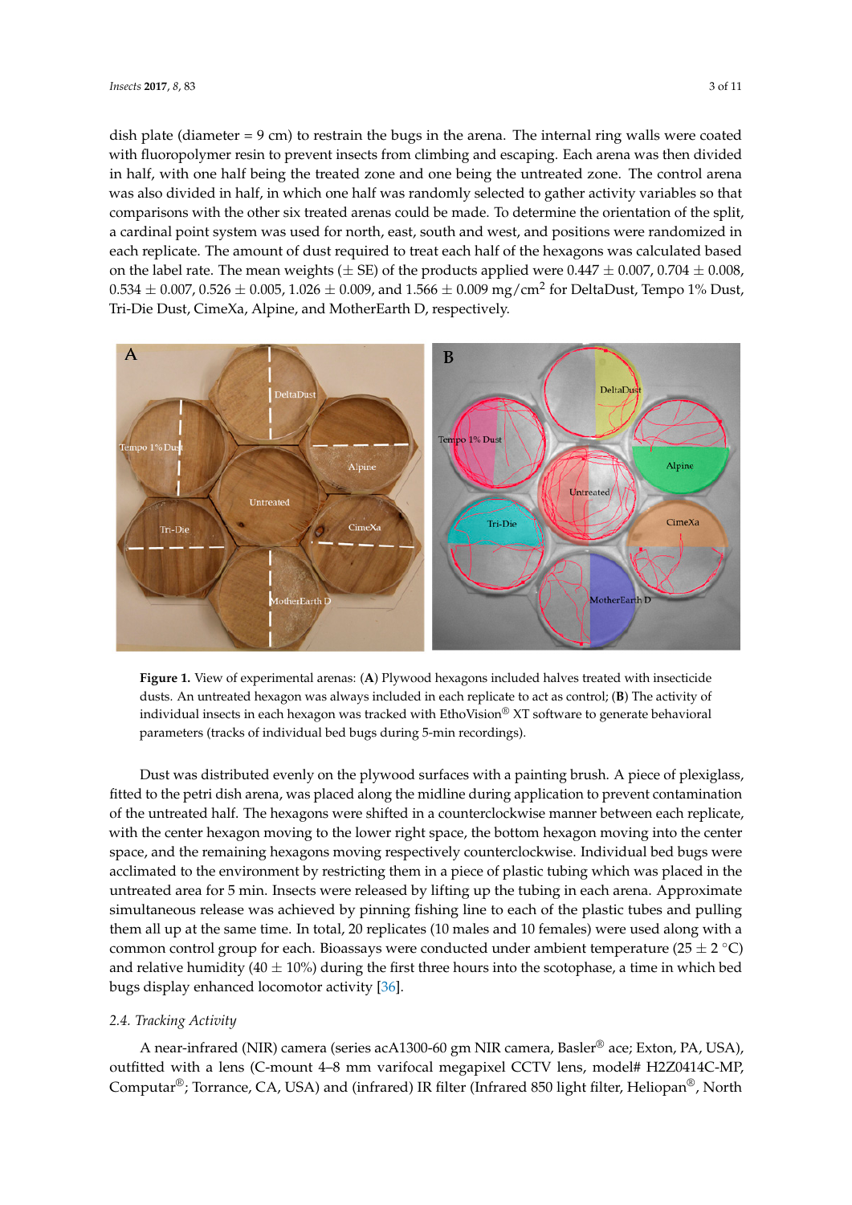dish plate (diameter = 9 cm) to restrain the bugs in the arena. The internal ring walls were coated with fluoropolymer resin to prevent insects from climbing and escaping. Each arena was then divided in half, with one half being the treated zone and one being the untreated zone. The control arena was also divided in half, in which one half was randomly selected to gather activity variables so that comparisons with the other six treated arenas could be made. To determine the orientation of the split, a cardinal point system was used for north, east, south and west, and positions were randomized in each replicate. The amount of dust required to treat each half of the hexagons was calculated based on the label rate. The mean weights (± SE) of the products applied were 0.447 ± 0.007, 0.704 ± 0.008, 0.534 ± 0.007, 0.526 ± 0.005, 1.026 ± 0.009, and 1.566 ± 0.009 mg/cm$^2$ for DeltaDust, Tempo 1% Dust, Tri-Die Dust, CimeXa, Alpine, and MotherEarth D, respectively.

**Figure 1.** View of experimental arenas: (**A**) Plywood hexagons included halves treated with insecticide dusts. An untreated hexagon was always included in each replicate to act as control; (**B**) The activity of individual insects in each hexagon was tracked with EthoVision® XT software to generate behavioral parameters (tracks of individual bed bugs during 5-min recordings).

Dust was distributed evenly on the plywood surfaces with a painting brush. A piece of plexiglass, fitted to the petri dish arena, was placed along the midline during application to prevent contamination of the untreated half. The hexagons were shifted in a counterclockwise manner between each replicate, with the center hexagon moving to the lower right space, the bottom hexagon moving into the center space, and the remaining hexagons moving respectively counterclockwise. Individual bed bugs were acclimated to the environment by restricting them in a piece of plastic tubing which was placed in the untreated area for 5 min. Insects were released by lifting up the tubing in each arena. Approximate simultaneous release was achieved by pinning fishing line to each of the plastic tubes and pulling them all up at the same time. In total, 20 replicates (10 males and 10 females) were used along with a common control group for each. Bioassays were conducted under ambient temperature (25 ± 2 °C) and relative humidity (40 ± 10%) during the first three hours into the scotophase, a time in which bed bugs display enhanced locomotor activity [36].

## 2.4. Tracking Activity

A near-infrared (NIR) camera (series acA1300-60 gm NIR camera, Basler® ace; Exton, PA, USA), outfitted with a lens (C-mount 4–8 mm varifocal megapixel CCTV lens, model# H2Z0414C-MP, Computar®; Torrance, CA, USA) and (infrared) IR filter (Infrared 850 light filter, Heliopan®, North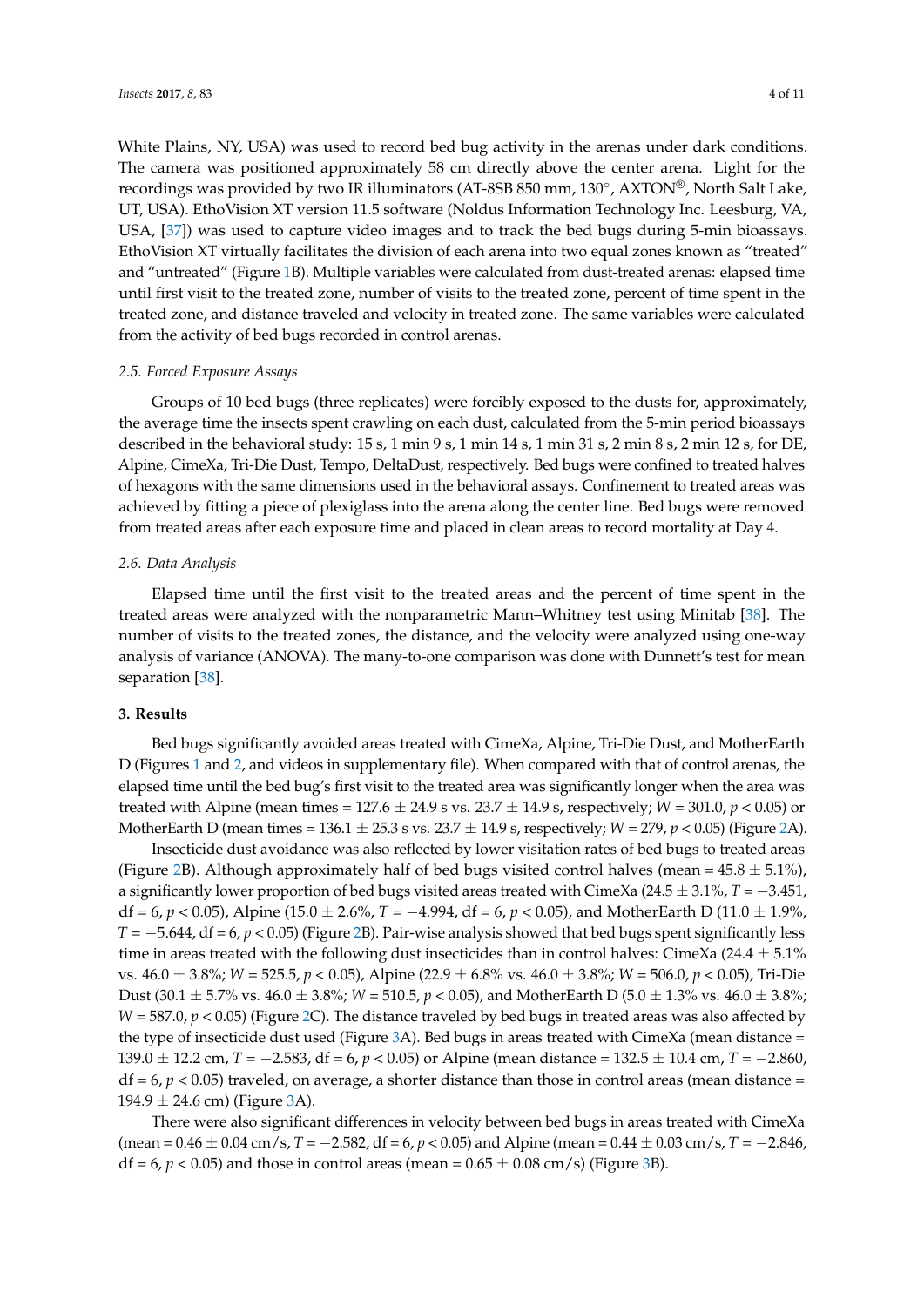White Plains, NY, USA) was used to record bed bug activity in the arenas under dark conditions. The camera was positioned approximately 58 cm directly above the center arena. Light for the recordings was provided by two IR illuminators (AT-8SB 850 mm, 130°, AXTON®, North Salt Lake, UT, USA). EthoVision XT version 11.5 software (Noldus Information Technology Inc. Leesburg, VA, USA, [37]) was used to capture video images and to track the bed bugs during 5-min bioassays. EthoVision XT virtually facilitates the division of each arena into two equal zones known as "treated" and "untreated" (Figure 1B). Multiple variables were calculated from dust-treated arenas: elapsed time until first visit to the treated zone, number of visits to the treated zone, percent of time spent in the treated zone, and distance traveled and velocity in treated zone. The same variables were calculated from the activity of bed bugs recorded in control arenas.

### 2.5. Forced Exposure Assays

Groups of 10 bed bugs (three replicates) were forcibly exposed to the dusts for, approximately, the average time the insects spent crawling on each dust, calculated from the 5-min period bioassays described in the behavioral study: 15 s, 1 min 9 s, 1 min 14 s, 1 min 31 s, 2 min 8 s, 2 min 12 s, for DE, Alpine, CimeXa, Tri-Die Dust, Tempo, DeltaDust, respectively. Bed bugs were confined to treated halves of hexagons with the same dimensions used in the behavioral assays. Confinement to treated areas was achieved by fitting a piece of plexiglass into the arena along the center line. Bed bugs were removed from treated areas after each exposure time and placed in clean areas to record mortality at Day 4.

### 2.6. Data Analysis

Elapsed time until the first visit to the treated areas and the percent of time spent in the treated areas were analyzed with the nonparametric Mann–Whitney test using Minitab [38]. The number of visits to the treated zones, the distance, and the velocity were analyzed using one-way analysis of variance (ANOVA). The many-to-one comparison was done with Dunnett's test for mean separation [38].

## 3. Results

Bed bugs significantly avoided areas treated with CimeXa, Alpine, Tri-Die Dust, and MotherEarth D (Figures 1 and 2, and videos in supplementary file). When compared with that of control arenas, the elapsed time until the bed bug's first visit to the treated area was significantly longer when the area was treated with Alpine (mean times = 127.6 ± 24.9 s vs. 23.7 ± 14.9 s, respectively; $W = 301.0$, $p < 0.05$) or MotherEarth D (mean times = 136.1 ± 25.3 s vs. 23.7 ± 14.9 s, respectively; $W = 279$, $p < 0.05$) (Figure 2A).

Insecticide dust avoidance was also reflected by lower visitation rates of bed bugs to treated areas (Figure 2B). Although approximately half of bed bugs visited control halves (mean = 45.8 ± 5.1%), a significantly lower proportion of bed bugs visited areas treated with CimeXa (24.5 ± 3.1%, $T = -3.451$, df = 6, $p < 0.05$), Alpine (15.0 ± 2.6%, $T = -4.994$, df = 6, $p < 0.05$), and MotherEarth D (11.0 ± 1.9%, $T = -5.644$, df = 6, $p < 0.05$) (Figure 2B). Pair-wise analysis showed that bed bugs spent significantly less time in areas treated with the following dust insecticides than in control halves: CimeXa (24.4 ± 5.1% vs. 46.0 ± 3.8%; $W = 525.5$, $p < 0.05$), Alpine (22.9 ± 6.8% vs. 46.0 ± 3.8%; $W = 506.0$, $p < 0.05$), Tri-Die Dust (30.1 ± 5.7% vs. 46.0 ± 3.8%; $W = 510.5$, $p < 0.05$), and MotherEarth D (5.0 ± 1.3% vs. 46.0 ± 3.8%; $W = 587.0$, $p < 0.05$) (Figure 2C). The distance traveled by bed bugs in treated areas was also affected by the type of insecticide dust used (Figure 3A). Bed bugs in areas treated with CimeXa (mean distance = 139.0 ± 12.2 cm, $T = -2.583$, df = 6, $p < 0.05$) or Alpine (mean distance = 132.5 ± 10.4 cm, $T = -2.860$, df = 6, $p < 0.05$) traveled, on average, a shorter distance than those in control areas (mean distance = 194.9 ± 24.6 cm) (Figure 3A).

There were also significant differences in velocity between bed bugs in areas treated with CimeXa (mean = 0.46 ± 0.04 cm/s, $T = -2.582$, df = 6, $p < 0.05$) and Alpine (mean = 0.44 ± 0.03 cm/s, $T = -2.846$, df = 6, $p < 0.05$) and those in control areas (mean = 0.65 ± 0.08 cm/s) (Figure 3B).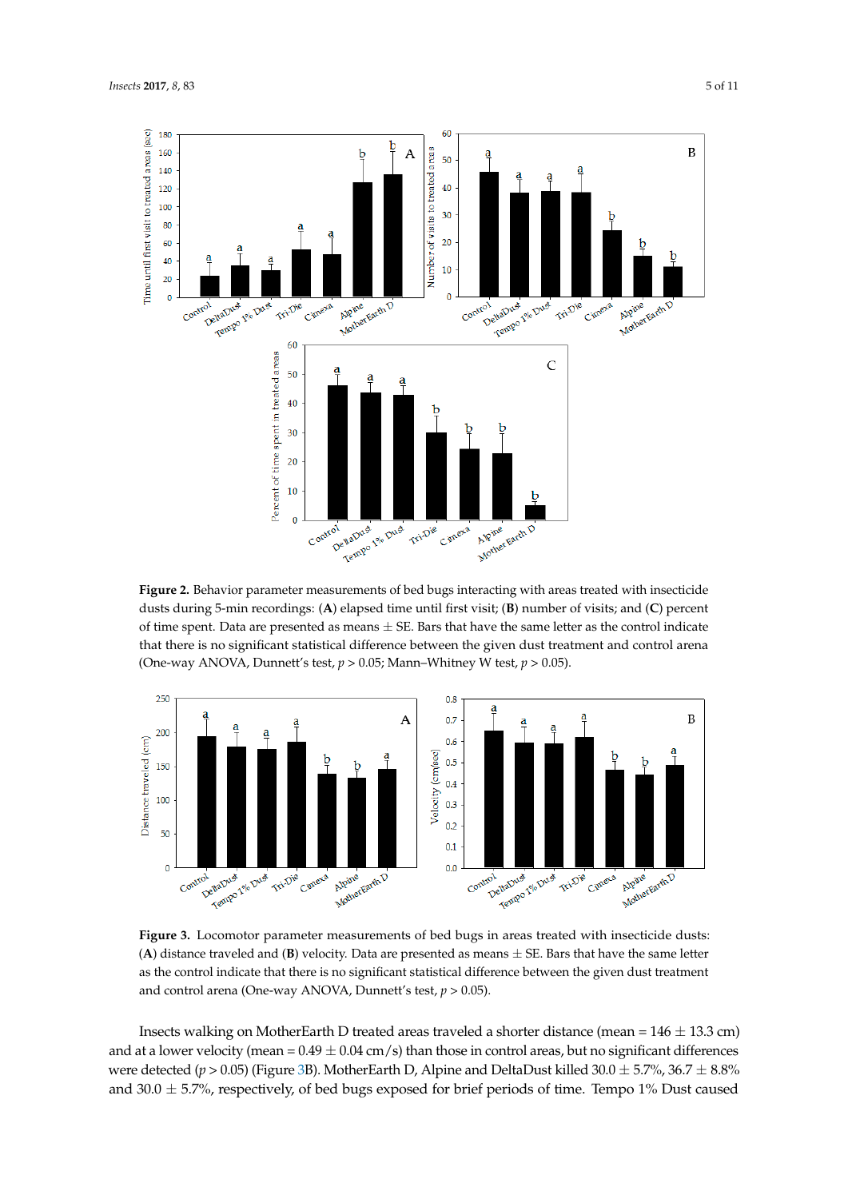**Figure 2.** Behavior parameter measurements of bed bugs interacting with areas treated with insecticide dusts during 5-min recordings: (**A**) elapsed time until first visit; (**B**) number of visits; and (**C**) percent of time spent. Data are presented as means ± SE. Bars that have the same letter as the control indicate that there is no significant statistical difference between the given dust treatment and control arena (One-way ANOVA, Dunnett's test, $p > 0.05$; Mann–Whitney W test, $p > 0.05$).

**Figure 3.** Locomotor parameter measurements of bed bugs in areas treated with insecticide dusts: (**A**) distance traveled and (**B**) velocity. Data are presented as means ± SE. Bars that have the same letter as the control indicate that there is no significant statistical difference between the given dust treatment and control arena (One-way ANOVA, Dunnett's test, $p > 0.05$).

Insects walking on MotherEarth D treated areas traveled a shorter distance (mean = 146 ± 13.3 cm) and at a lower velocity (mean = 0.49 ± 0.04 cm/s) than those in control areas, but no significant differences were detected ($p > 0.05$) (Figure 3B). MotherEarth D, Alpine and DeltaDust killed 30.0 ± 5.7%, 36.7 ± 8.8% and 30.0 ± 5.7%, respectively, of bed bugs exposed for brief periods of time. Tempo 1% Dust caused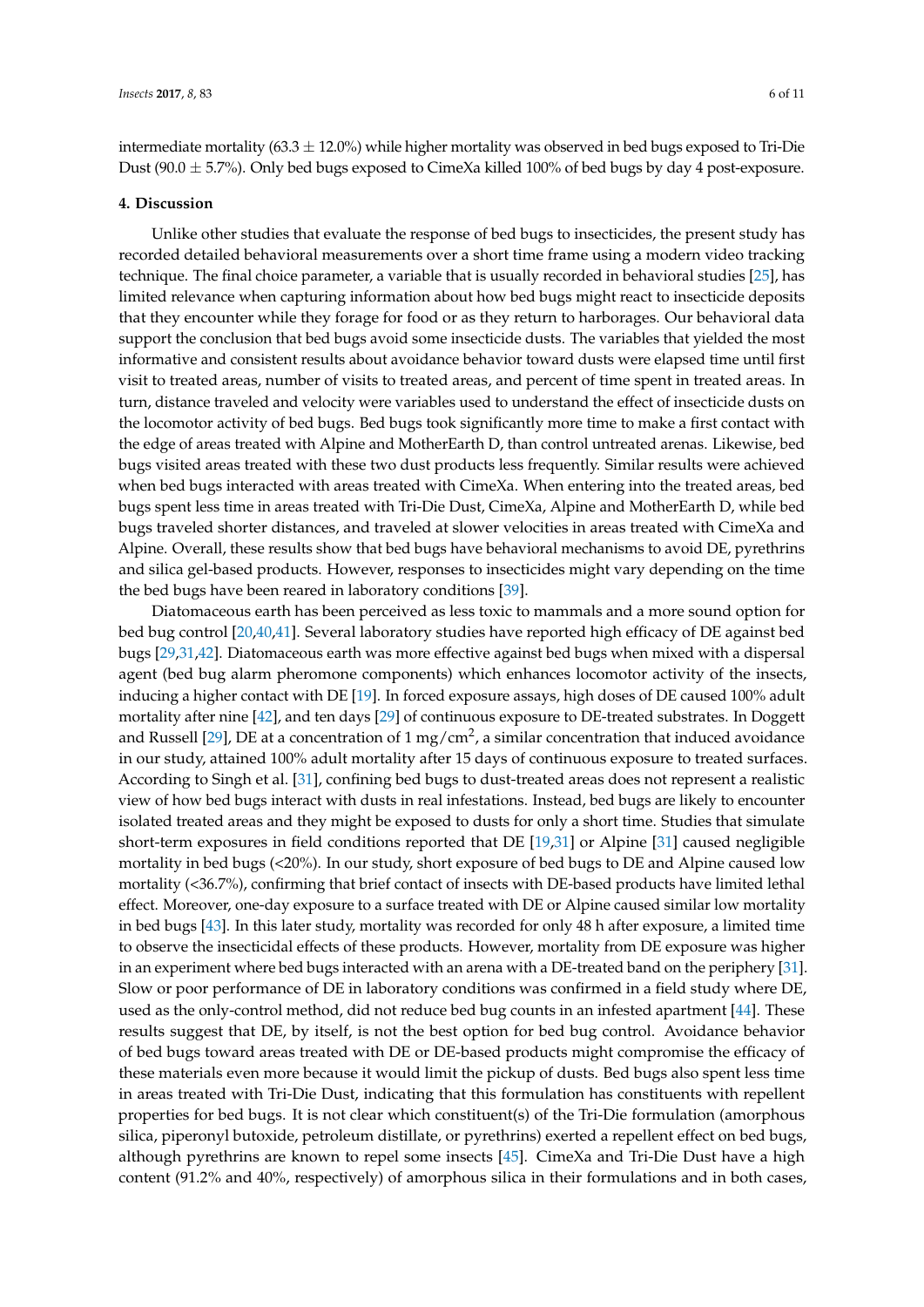intermediate mortality (63.3 ± 12.0%) while higher mortality was observed in bed bugs exposed to Tri-Die Dust (90.0 ± 5.7%). Only bed bugs exposed to CimeXa killed 100% of bed bugs by day 4 post-exposure.

## 4. Discussion

Unlike other studies that evaluate the response of bed bugs to insecticides, the present study has recorded detailed behavioral measurements over a short time frame using a modern video tracking technique. The final choice parameter, a variable that is usually recorded in behavioral studies [25], has limited relevance when capturing information about how bed bugs might react to insecticide deposits that they encounter while they forage for food or as they return to harborages. Our behavioral data support the conclusion that bed bugs avoid some insecticide dusts. The variables that yielded the most informative and consistent results about avoidance behavior toward dusts were elapsed time until first visit to treated areas, number of visits to treated areas, and percent of time spent in treated areas. In turn, distance traveled and velocity were variables used to understand the effect of insecticide dusts on the locomotor activity of bed bugs. Bed bugs took significantly more time to make a first contact with the edge of areas treated with Alpine and MotherEarth D, than control untreated arenas. Likewise, bed bugs visited areas treated with these two dust products less frequently. Similar results were achieved when bed bugs interacted with areas treated with CimeXa. When entering into the treated areas, bed bugs spent less time in areas treated with Tri-Die Dust, CimeXa, Alpine and MotherEarth D, while bed bugs traveled shorter distances, and traveled at slower velocities in areas treated with CimeXa and Alpine. Overall, these results show that bed bugs have behavioral mechanisms to avoid DE, pyrethrins and silica gel-based products. However, responses to insecticides might vary depending on the time the bed bugs have been reared in laboratory conditions [39].

Diatomaceous earth has been perceived as less toxic to mammals and a more sound option for bed bug control [20,40,41]. Several laboratory studies have reported high efficacy of DE against bed bugs [29,31,42]. Diatomaceous earth was more effective against bed bugs when mixed with a dispersal agent (bed bug alarm pheromone components) which enhances locomotor activity of the insects, inducing a higher contact with DE [19]. In forced exposure assays, high doses of DE caused 100% adult mortality after nine [42], and ten days [29] of continuous exposure to DE-treated substrates. In Doggett and Russell [29], DE at a concentration of 1 mg/cm$^2$, a similar concentration that induced avoidance in our study, attained 100% adult mortality after 15 days of continuous exposure to treated surfaces. According to Singh et al. [31], confining bed bugs to dust-treated areas does not represent a realistic view of how bed bugs interact with dusts in real infestations. Instead, bed bugs are likely to encounter isolated treated areas and they might be exposed to dusts for only a short time. Studies that simulate short-term exposures in field conditions reported that DE [19,31] or Alpine [31] caused negligible mortality in bed bugs (<20%). In our study, short exposure of bed bugs to DE and Alpine caused low mortality (<36.7%), confirming that brief contact of insects with DE-based products have limited lethal effect. Moreover, one-day exposure to a surface treated with DE or Alpine caused similar low mortality in bed bugs [43]. In this later study, mortality was recorded for only 48 h after exposure, a limited time to observe the insecticidal effects of these products. However, mortality from DE exposure was higher in an experiment where bed bugs interacted with an arena with a DE-treated band on the periphery [31]. Slow or poor performance of DE in laboratory conditions was confirmed in a field study where DE, used as the only-control method, did not reduce bed bug counts in an infested apartment [44]. These results suggest that DE, by itself, is not the best option for bed bug control. Avoidance behavior of bed bugs toward areas treated with DE or DE-based products might compromise the efficacy of these materials even more because it would limit the pickup of dusts. Bed bugs also spent less time in areas treated with Tri-Die Dust, indicating that this formulation has constituents with repellent properties for bed bugs. It is not clear which constituent(s) of the Tri-Die formulation (amorphous silica, piperonyl butoxide, petroleum distillate, or pyrethrins) exerted a repellent effect on bed bugs, although pyrethrins are known to repel some insects [45]. CimeXa and Tri-Die Dust have a high content (91.2% and 40%, respectively) of amorphous silica in their formulations and in both cases,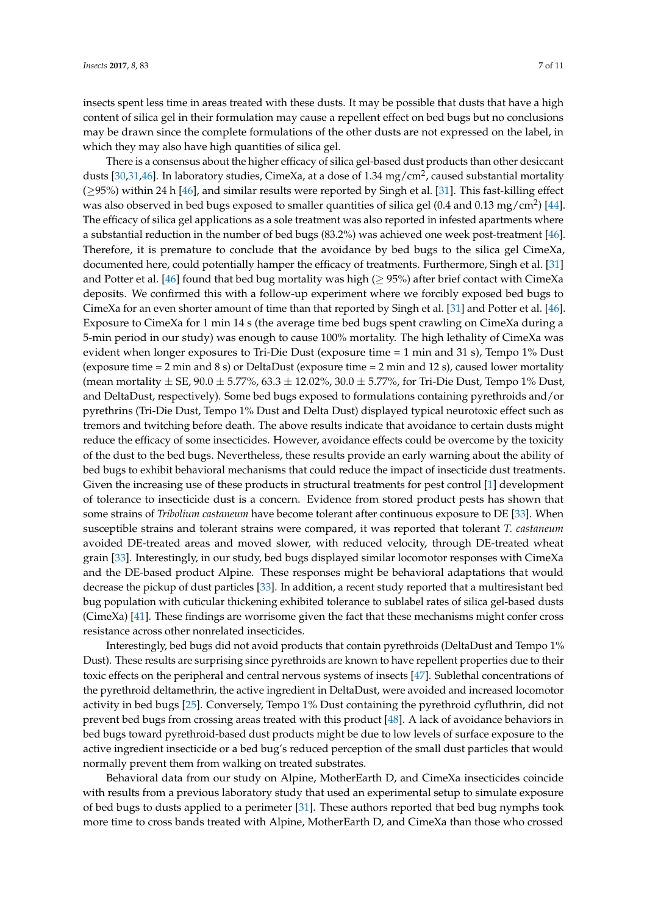insects spent less time in areas treated with these dusts. It may be possible that dusts that have a high content of silica gel in their formulation may cause a repellent effect on bed bugs but no conclusions may be drawn since the complete formulations of the other dusts are not expressed on the label, in which they may also have high quantities of silica gel.

There is a consensus about the higher efficacy of silica gel-based dust products than other desiccant dusts [30,31,46]. In laboratory studies, CimeXa, at a dose of 1.34 mg/cm$^2$, caused substantial mortality ($\geq$95%) within 24 h [46], and similar results were reported by Singh et al. [31]. This fast-killing effect was also observed in bed bugs exposed to smaller quantities of silica gel (0.4 and 0.13 mg/cm$^2$) [44]. The efficacy of silica gel applications as a sole treatment was also reported in infested apartments where a substantial reduction in the number of bed bugs (83.2%) was achieved one week post-treatment [46]. Therefore, it is premature to conclude that the avoidance by bed bugs to the silica gel CimeXa, documented here, could potentially hamper the efficacy of treatments. Furthermore, Singh et al. [31] and Potter et al. [46] found that bed bug mortality was high ($\geq$ 95%) after brief contact with CimeXa deposits. We confirmed this with a follow-up experiment where we forcibly exposed bed bugs to CimeXa for an even shorter amount of time than that reported by Singh et al. [31] and Potter et al. [46]. Exposure to CimeXa for 1 min 14 s (the average time bed bugs spent crawling on CimeXa during a 5-min period in our study) was enough to cause 100% mortality. The high lethality of CimeXa was evident when longer exposures to Tri-Die Dust (exposure time = 1 min and 31 s), Tempo 1% Dust (exposure time = 2 min and 8 s) or DeltaDust (exposure time = 2 min and 12 s), caused lower mortality (mean mortality $\pm$ SE, 90.0 $\pm$ 5.77%, 63.3 $\pm$ 12.02%, 30.0 $\pm$ 5.77%, for Tri-Die Dust, Tempo 1% Dust, and DeltaDust, respectively). Some bed bugs exposed to formulations containing pyrethroids and/or pyrethrins (Tri-Die Dust, Tempo 1% Dust and Delta Dust) displayed typical neurotoxic effect such as tremors and twitching before death. The above results indicate that avoidance to certain dusts might reduce the efficacy of some insecticides. However, avoidance effects could be overcome by the toxicity of the dust to the bed bugs. Nevertheless, these results provide an early warning about the ability of bed bugs to exhibit behavioral mechanisms that could reduce the impact of insecticide dust treatments. Given the increasing use of these products in structural treatments for pest control [1] development of tolerance to insecticide dust is a concern. Evidence from stored product pests has shown that some strains of *Tribolium castaneum* have become tolerant after continuous exposure to DE [33]. When susceptible strains and tolerant strains were compared, it was reported that tolerant *T. castaneum* avoided DE-treated areas and moved slower, with reduced velocity, through DE-treated wheat grain [33]. Interestingly, in our study, bed bugs displayed similar locomotor responses with CimeXa and the DE-based product Alpine. These responses might be behavioral adaptations that would decrease the pickup of dust particles [33]. In addition, a recent study reported that a multiresistant bed bug population with cuticular thickening exhibited tolerance to sublabel rates of silica gel-based dusts (CimeXa) [41]. These findings are worrisome given the fact that these mechanisms might confer cross resistance across other nonrelated insecticides.

Interestingly, bed bugs did not avoid products that contain pyrethroids (DeltaDust and Tempo 1% Dust). These results are surprising since pyrethroids are known to have repellent properties due to their toxic effects on the peripheral and central nervous systems of insects [47]. Sublethal concentrations of the pyrethroid deltamethrin, the active ingredient in DeltaDust, were avoided and increased locomotor activity in bed bugs [25]. Conversely, Tempo 1% Dust containing the pyrethroid cyfluthrin, did not prevent bed bugs from crossing areas treated with this product [48]. A lack of avoidance behaviors in bed bugs toward pyrethroid-based dust products might be due to low levels of surface exposure to the active ingredient insecticide or a bed bug's reduced perception of the small dust particles that would normally prevent them from walking on treated substrates.

Behavioral data from our study on Alpine, MotherEarth D, and CimeXa insecticides coincide with results from a previous laboratory study that used an experimental setup to simulate exposure of bed bugs to dusts applied to a perimeter [31]. These authors reported that bed bug nymphs took more time to cross bands treated with Alpine, MotherEarth D, and CimeXa than those who crossed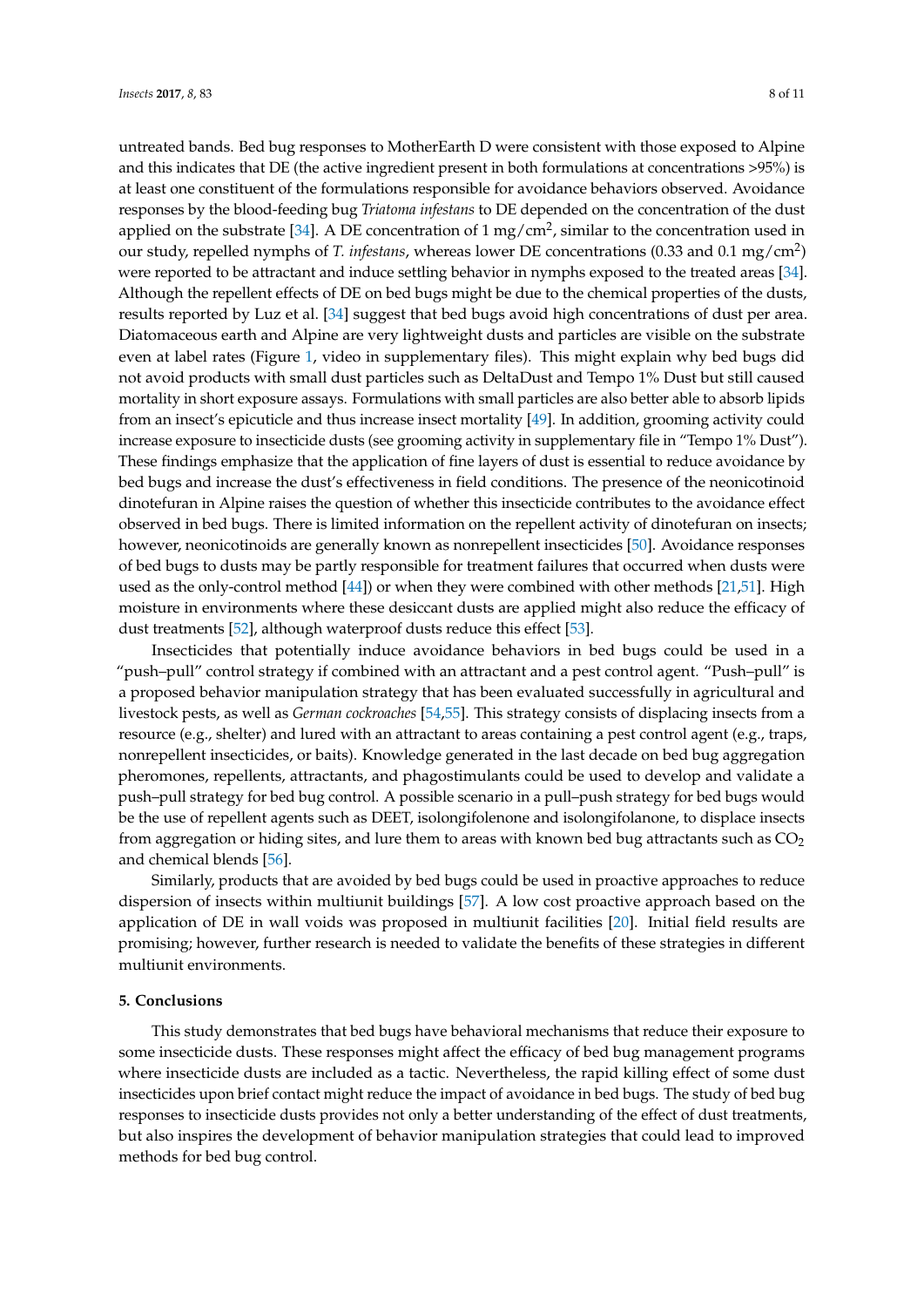untreated bands. Bed bug responses to MotherEarth D were consistent with those exposed to Alpine and this indicates that DE (the active ingredient present in both formulations at concentrations >95%) is at least one constituent of the formulations responsible for avoidance behaviors observed. Avoidance responses by the blood-feeding bug *Triatoma infestans* to DE depended on the concentration of the dust applied on the substrate [34]. A DE concentration of 1 mg/cm$^2$, similar to the concentration used in our study, repelled nymphs of *T. infestans*, whereas lower DE concentrations (0.33 and 0.1 mg/cm$^2$) were reported to be attractant and induce settling behavior in nymphs exposed to the treated areas [34]. Although the repellent effects of DE on bed bugs might be due to the chemical properties of the dusts, results reported by Luz et al. [34] suggest that bed bugs avoid high concentrations of dust per area. Diatomaceous earth and Alpine are very lightweight dusts and particles are visible on the substrate even at label rates (Figure 1, video in supplementary files). This might explain why bed bugs did not avoid products with small dust particles such as DeltaDust and Tempo 1% Dust but still caused mortality in short exposure assays. Formulations with small particles are also better able to absorb lipids from an insect's epicuticle and thus increase insect mortality [49]. In addition, grooming activity could increase exposure to insecticide dusts (see grooming activity in supplementary file in "Tempo 1% Dust"). These findings emphasize that the application of fine layers of dust is essential to reduce avoidance by bed bugs and increase the dust's effectiveness in field conditions. The presence of the neonicotinoid dinotefuran in Alpine raises the question of whether this insecticide contributes to the avoidance effect observed in bed bugs. There is limited information on the repellent activity of dinotefuran on insects; however, neonicotinoids are generally known as nonrepellent insecticides [50]. Avoidance responses of bed bugs to dusts may be partly responsible for treatment failures that occurred when dusts were used as the only-control method [44]) or when they were combined with other methods [21,51]. High moisture in environments where these desiccant dusts are applied might also reduce the efficacy of dust treatments [52], although waterproof dusts reduce this effect [53].

Insecticides that potentially induce avoidance behaviors in bed bugs could be used in a "push–pull" control strategy if combined with an attractant and a pest control agent. "Push–pull" is a proposed behavior manipulation strategy that has been evaluated successfully in agricultural and livestock pests, as well as *German cockroaches* [54,55]. This strategy consists of displacing insects from a resource (e.g., shelter) and lured with an attractant to areas containing a pest control agent (e.g., traps, nonrepellent insecticides, or baits). Knowledge generated in the last decade on bed bug aggregation pheromones, repellents, attractants, and phagostimulants could be used to develop and validate a push–pull strategy for bed bug control. A possible scenario in a pull–push strategy for bed bugs would be the use of repellent agents such as DEET, isolongifolenone and isolongifolanone, to displace insects from aggregation or hiding sites, and lure them to areas with known bed bug attractants such as $CO_2$ and chemical blends [56].

Similarly, products that are avoided by bed bugs could be used in proactive approaches to reduce dispersion of insects within multiunit buildings [57]. A low cost proactive approach based on the application of DE in wall voids was proposed in multiunit facilities [20]. Initial field results are promising; however, further research is needed to validate the benefits of these strategies in different multiunit environments.

## 5. Conclusions

This study demonstrates that bed bugs have behavioral mechanisms that reduce their exposure to some insecticide dusts. These responses might affect the efficacy of bed bug management programs where insecticide dusts are included as a tactic. Nevertheless, the rapid killing effect of some dust insecticides upon brief contact might reduce the impact of avoidance in bed bugs. The study of bed bug responses to insecticide dusts provides not only a better understanding of the effect of dust treatments, but also inspires the development of behavior manipulation strategies that could lead to improved methods for bed bug control.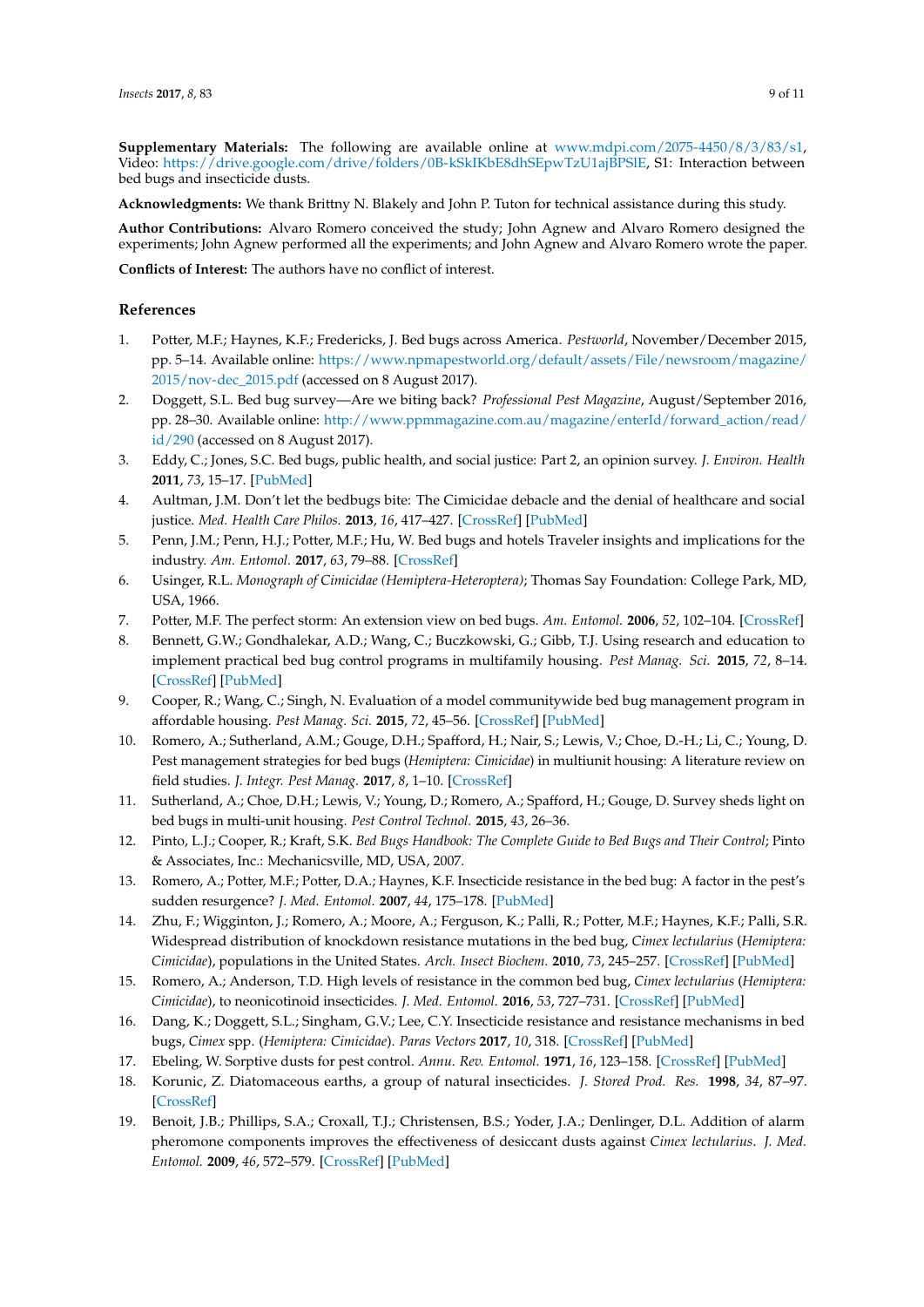**Supplementary Materials:** The following are available online at www.mdpi.com/2075-4450/8/3/83/s1, Video: https://drive.google.com/drive/folders/0B-kSkIKbE8dhSEpwTzU1ajBPSlE, S1: Interaction between bed bugs and insecticide dusts.

**Acknowledgments:** We thank Brittny N. Blakely and John P. Tuton for technical assistance during this study.

**Author Contributions:** Alvaro Romero conceived the study; John Agnew and Alvaro Romero designed the experiments; John Agnew performed all the experiments; and John Agnew and Alvaro Romero wrote the paper.

**Conflicts of Interest:** The authors have no conflict of interest.

## References

1. Potter, M.F.; Haynes, K.F.; Fredericks, J. Bed bugs across America. *Pestworld*, November/December 2015, pp. 5–14. Available online: https://www.npmapestworld.org/default/assets/File/newsroom/magazine/2015/nov-dec_2015.pdf (accessed on 8 August 2017).
2. Doggett, S.L. Bed bug survey—Are we biting back? *Professional Pest Magazine*, August/September 2016, pp. 28–30. Available online: http://www.ppmmagazine.com.au/magazine/enterId/forward_action/read/id/290 (accessed on 8 August 2017).
3. Eddy, C.; Jones, S.C. Bed bugs, public health, and social justice: Part 2, an opinion survey. *J. Environ. Health* **2011**, *73*, 15–17. [PubMed]
4. Aultman, J.M. Don't let the bedbugs bite: The Cimicidae debacle and the denial of healthcare and social justice. *Med. Health Care Philos.* **2013**, *16*, 417–427. [CrossRef] [PubMed]
5. Penn, J.M.; Penn, H.J.; Potter, M.F.; Hu, W. Bed bugs and hotels Traveler insights and implications for the industry. *Am. Entomol.* **2017**, *63*, 79–88. [CrossRef]
6. Usinger, R.L. *Monograph of Cimicidae (Hemiptera-Heteroptera)*; Thomas Say Foundation: College Park, MD, USA, 1966.
7. Potter, M.F. The perfect storm: An extension view on bed bugs. *Am. Entomol.* **2006**, *52*, 102–104. [CrossRef]
8. Bennett, G.W.; Gondhalekar, A.D.; Wang, C.; Buczkowski, G.; Gibb, T.J. Using research and education to implement practical bed bug control programs in multifamily housing. *Pest Manag. Sci.* **2015**, *72*, 8–14. [CrossRef] [PubMed]
9. Cooper, R.; Wang, C.; Singh, N. Evaluation of a model communitywide bed bug management program in affordable housing. *Pest Manag. Sci.* **2015**, *72*, 45–56. [CrossRef] [PubMed]
10. Romero, A.; Sutherland, A.M.; Gouge, D.H.; Spafford, H.; Nair, S.; Lewis, V.; Choe, D.-H.; Li, C.; Young, D. Pest management strategies for bed bugs (*Hemiptera: Cimicidae*) in multiunit housing: A literature review on field studies. *J. Integr. Pest Manag.* **2017**, *8*, 1–10. [CrossRef]
11. Sutherland, A.; Choe, D.H.; Lewis, V.; Young, D.; Romero, A.; Spafford, H.; Gouge, D. Survey sheds light on bed bugs in multi-unit housing. *Pest Control Technol.* **2015**, *43*, 26–36.
12. Pinto, L.J.; Cooper, R.; Kraft, S.K. *Bed Bugs Handbook: The Complete Guide to Bed Bugs and Their Control*; Pinto & Associates, Inc.: Mechanicsville, MD, USA, 2007.
13. Romero, A.; Potter, M.F.; Potter, D.A.; Haynes, K.F. Insecticide resistance in the bed bug: A factor in the pest's sudden resurgence? *J. Med. Entomol.* **2007**, *44*, 175–178. [PubMed]
14. Zhu, F.; Wigginton, J.; Romero, A.; Moore, A.; Ferguson, K.; Palli, R.; Potter, M.F.; Haynes, K.F.; Palli, S.R. Widespread distribution of knockdown resistance mutations in the bed bug, *Cimex lectularius* (*Hemiptera: Cimicidae*), populations in the United States. *Arch. Insect Biochem.* **2010**, *73*, 245–257. [CrossRef] [PubMed]
15. Romero, A.; Anderson, T.D. High levels of resistance in the common bed bug, *Cimex lectularius* (*Hemiptera: Cimicidae*), to neonicotinoid insecticides. *J. Med. Entomol.* **2016**, *53*, 727–731. [CrossRef] [PubMed]
16. Dang, K.; Doggett, S.L.; Singham, G.V.; Lee, C.Y. Insecticide resistance and resistance mechanisms in bed bugs, *Cimex* spp. (*Hemiptera: Cimicidae*). *Paras Vectors* **2017**, *10*, 318. [CrossRef] [PubMed]
17. Ebeling, W. Sorptive dusts for pest control. *Annu. Rev. Entomol.* **1971**, *16*, 123–158. [CrossRef] [PubMed]
18. Korunic, Z. Diatomaceous earths, a group of natural insecticides. *J. Stored Prod. Res.* **1998**, *34*, 87–97. [CrossRef]
19. Benoit, J.B.; Phillips, S.A.; Croxall, T.J.; Christensen, B.S.; Yoder, J.A.; Denlinger, D.L. Addition of alarm pheromone components improves the effectiveness of desiccant dusts against *Cimex lectularius*. *J. Med. Entomol.* **2009**, *46*, 572–579. [CrossRef] [PubMed]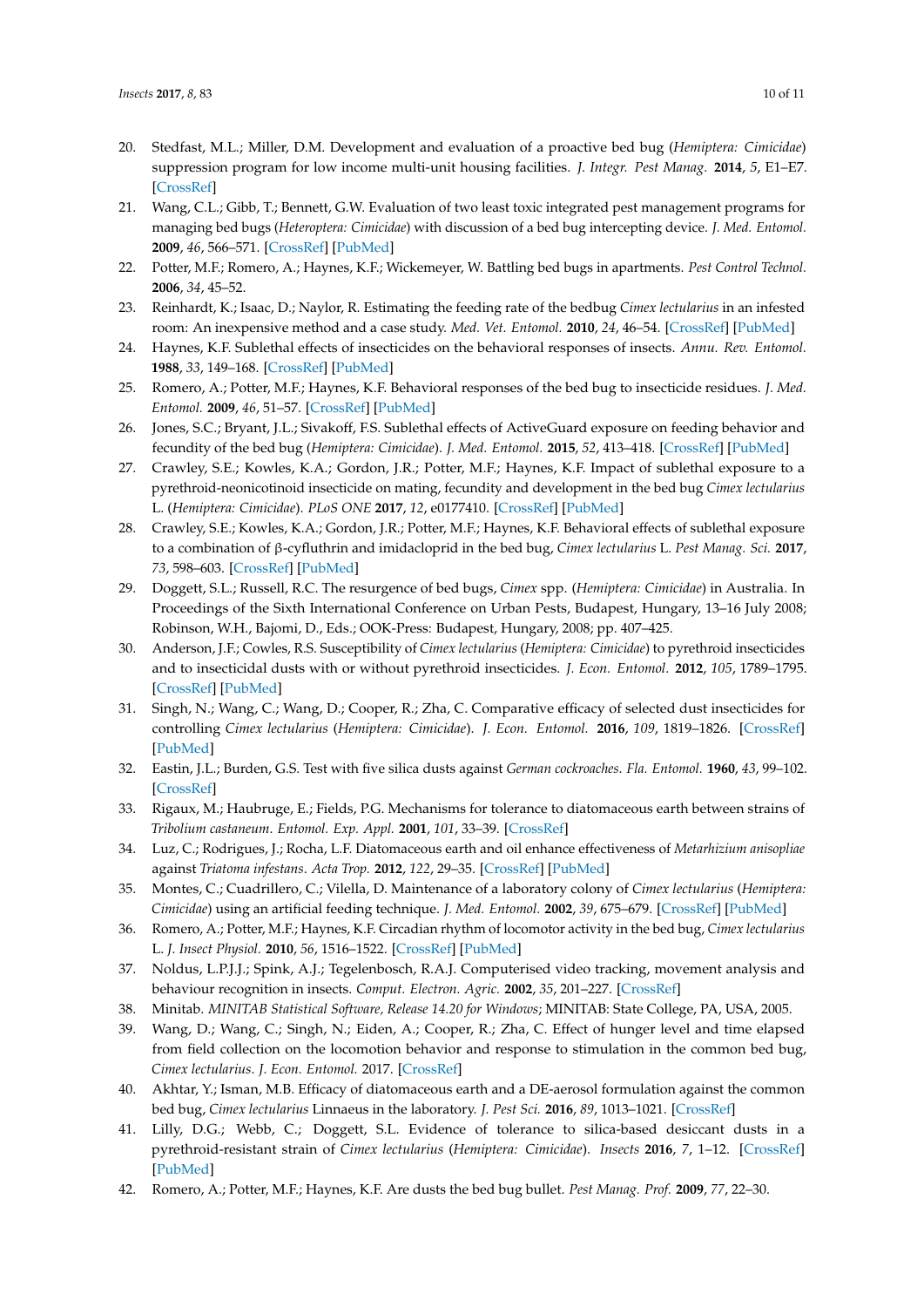20. Stedfast, M.L.; Miller, D.M. Development and evaluation of a proactive bed bug (*Hemiptera: Cimicidae*) suppression program for low income multi-unit housing facilities. *J. Integr. Pest Manag.* **2014**, *5*, E1–E7. [CrossRef]
21. Wang, C.L.; Gibb, T.; Bennett, G.W. Evaluation of two least toxic integrated pest management programs for managing bed bugs (*Heteroptera: Cimicidae*) with discussion of a bed bug intercepting device. *J. Med. Entomol.* **2009**, *46*, 566–571. [CrossRef] [PubMed]
22. Potter, M.F.; Romero, A.; Haynes, K.F.; Wickemeyer, W. Battling bed bugs in apartments. *Pest Control Technol.* **2006**, *34*, 45–52.
23. Reinhardt, K.; Isaac, D.; Naylor, R. Estimating the feeding rate of the bedbug *Cimex lectularius* in an infested room: An inexpensive method and a case study. *Med. Vet. Entomol.* **2010**, *24*, 46–54. [CrossRef] [PubMed]
24. Haynes, K.F. Sublethal effects of insecticides on the behavioral responses of insects. *Annu. Rev. Entomol.* **1988**, *33*, 149–168. [CrossRef] [PubMed]
25. Romero, A.; Potter, M.F.; Haynes, K.F. Behavioral responses of the bed bug to insecticide residues. *J. Med. Entomol.* **2009**, *46*, 51–57. [CrossRef] [PubMed]
26. Jones, S.C.; Bryant, J.L.; Sivakoff, F.S. Sublethal effects of ActiveGuard exposure on feeding behavior and fecundity of the bed bug (*Hemiptera: Cimicidae*). *J. Med. Entomol.* **2015**, *52*, 413–418. [CrossRef] [PubMed]
27. Crawley, S.E.; Kowles, K.A.; Gordon, J.R.; Potter, M.F.; Haynes, K.F. Impact of sublethal exposure to a pyrethroid-neonicotinoid insecticide on mating, fecundity and development in the bed bug *Cimex lectularius* L. (*Hemiptera: Cimicidae*). *PLoS ONE* **2017**, *12*, e0177410. [CrossRef] [PubMed]
28. Crawley, S.E.; Kowles, K.A.; Gordon, J.R.; Potter, M.F.; Haynes, K.F. Behavioral effects of sublethal exposure to a combination of β-cyfluthrin and imidacloprid in the bed bug, *Cimex lectularius* L. *Pest Manag. Sci.* **2017**, *73*, 598–603. [CrossRef] [PubMed]
29. Doggett, S.L.; Russell, R.C. The resurgence of bed bugs, *Cimex* spp. (*Hemiptera: Cimicidae*) in Australia. In Proceedings of the Sixth International Conference on Urban Pests, Budapest, Hungary, 13–16 July 2008; Robinson, W.H., Bajomi, D., Eds.; OOK-Press: Budapest, Hungary, 2008; pp. 407–425.
30. Anderson, J.F.; Cowles, R.S. Susceptibility of *Cimex lectularius* (*Hemiptera: Cimicidae*) to pyrethroid insecticides and to insecticidal dusts with or without pyrethroid insecticides. *J. Econ. Entomol.* **2012**, *105*, 1789–1795. [CrossRef] [PubMed]
31. Singh, N.; Wang, C.; Wang, D.; Cooper, R.; Zha, C. Comparative efficacy of selected dust insecticides for controlling *Cimex lectularius* (*Hemiptera: Cimicidae*). *J. Econ. Entomol.* **2016**, *109*, 1819–1826. [CrossRef] [PubMed]
32. Eastin, J.L.; Burden, G.S. Test with five silica dusts against *German cockroaches*. *Fla. Entomol.* **1960**, *43*, 99–102. [CrossRef]
33. Rigaux, M.; Haubruge, E.; Fields, P.G. Mechanisms for tolerance to diatomaceous earth between strains of *Tribolium castaneum*. *Entomol. Exp. Appl.* **2001**, *101*, 33–39. [CrossRef]
34. Luz, C.; Rodrigues, J.; Rocha, L.F. Diatomaceous earth and oil enhance effectiveness of *Metarhizium anisopliae* against *Triatoma infestans*. *Acta Trop.* **2012**, *122*, 29–35. [CrossRef] [PubMed]
35. Montes, C.; Cuadrillero, C.; Vilella, D. Maintenance of a laboratory colony of *Cimex lectularius* (*Hemiptera: Cimicidae*) using an artificial feeding technique. *J. Med. Entomol.* **2002**, *39*, 675–679. [CrossRef] [PubMed]
36. Romero, A.; Potter, M.F.; Haynes, K.F. Circadian rhythm of locomotor activity in the bed bug, *Cimex lectularius* L. *J. Insect Physiol.* **2010**, *56*, 1516–1522. [CrossRef] [PubMed]
37. Noldus, L.P.J.J.; Spink, A.J.; Tegelenbosch, R.A.J. Computerised video tracking, movement analysis and behaviour recognition in insects. *Comput. Electron. Agric.* **2002**, *35*, 201–227. [CrossRef]
38. Minitab. *MINITAB Statistical Software, Release 14.20 for Windows*; MINITAB: State College, PA, USA, 2005.
39. Wang, D.; Wang, C.; Singh, N.; Eiden, A.; Cooper, R.; Zha, C. Effect of hunger level and time elapsed from field collection on the locomotion behavior and response to stimulation in the common bed bug, *Cimex lectularius*. *J. Econ. Entomol.* 2017. [CrossRef]
40. Akhtar, Y.; Isman, M.B. Efficacy of diatomaceous earth and a DE-aerosol formulation against the common bed bug, *Cimex lectularius* Linnaeus in the laboratory. *J. Pest Sci.* **2016**, *89*, 1013–1021. [CrossRef]
41. Lilly, D.G.; Webb, C.; Doggett, S.L. Evidence of tolerance to silica-based desiccant dusts in a pyrethroid-resistant strain of *Cimex lectularius* (*Hemiptera: Cimicidae*). *Insects* **2016**, *7*, 1–12. [CrossRef] [PubMed]
42. Romero, A.; Potter, M.F.; Haynes, K.F. Are dusts the bed bug bullet. *Pest Manag. Prof.* **2009**, *77*, 22–30.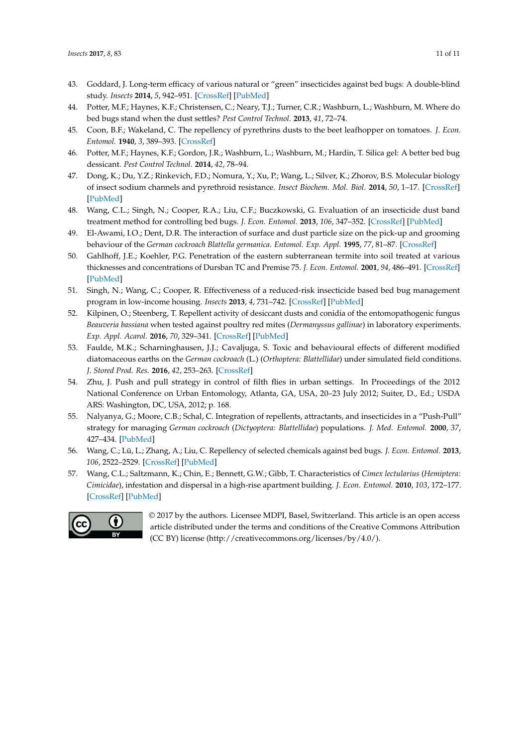43. Goddard, J. Long-term efficacy of various natural or "green" insecticides against bed bugs: A double-blind study. *Insects* **2014**, *5*, 942–951. [CrossRef] [PubMed]
44. Potter, M.F.; Haynes, K.F.; Christensen, C.; Neary, T.J.; Turner, C.R.; Washburn, L.; Washburn, M. Where do bed bugs stand when the dust settles? *Pest Control Technol.* **2013**, *41*, 72–74.
45. Coon, B.F.; Wakeland, C. The repellency of pyrethrins dusts to the beet leafhopper on tomatoes. *J. Econ. Entomol.* **1940**, *3*, 389–393. [CrossRef]
46. Potter, M.F.; Haynes, K.F.; Gordon, J.R.; Washburn, L.; Washburn, M.; Hardin, T. Silica gel: A better bed bug dessicant. *Pest Control Technol.* **2014**, *42*, 78–94.
47. Dong, K.; Du, Y.Z.; Rinkevich, F.D.; Nomura, Y.; Xu, P.; Wang, L.; Silver, K.; Zhorov, B.S. Molecular biology of insect sodium channels and pyrethroid resistance. *Insect Biochem. Mol. Biol.* **2014**, *50*, 1–17. [CrossRef] [PubMed]
48. Wang, C.L.; Singh, N.; Cooper, R.A.; Liu, C.F.; Buczkowski, G. Evaluation of an insecticide dust band treatment method for controlling bed bugs. *J. Econ. Entomol.* **2013**, *106*, 347–352. [CrossRef] [PubMed]
49. El-Awami, I.O.; Dent, D.R. The interaction of surface and dust particle size on the pick-up and grooming behaviour of the *German cockroach Blattella germanica*. *Entomol. Exp. Appl.* **1995**, *77*, 81–87. [CrossRef]
50. Gahlhoff, J.E.; Koehler, P.G. Penetration of the eastern subterranean termite into soil treated at various thicknesses and concentrations of Dursban TC and Premise 75. *J. Econ. Entomol.* **2001**, *94*, 486–491. [CrossRef] [PubMed]
51. Singh, N.; Wang, C.; Cooper, R. Effectiveness of a reduced-risk insecticide based bed bug management program in low-income housing. *Insects* **2013**, *4*, 731–742. [CrossRef] [PubMed]
52. Kilpinen, O.; Steenberg, T. Repellent activity of desiccant dusts and conidia of the entomopathogenic fungus *Beauveria bassiana* when tested against poultry red mites (*Dermanyssus gallinae*) in laboratory experiments. *Exp. Appl. Acarol.* **2016**, *70*, 329–341. [CrossRef] [PubMed]
53. Faulde, M.K.; Scharninghausen, J.J.; Cavaljuga, S. Toxic and behavioural effects of different modified diatomaceous earths on the *German cockroach* (L.) (*Orthoptera: Blattellidae*) under simulated field conditions. *J. Stored Prod. Res.* **2016**, *42*, 253–263. [CrossRef]
54. Zhu, J. Push and pull strategy in control of filth flies in urban settings. In Proceedings of the 2012 National Conference on Urban Entomology, Atlanta, GA, USA, 20–23 July 2012; Suiter, D., Ed.; USDA ARS: Washington, DC, USA, 2012; p. 168.
55. Nalyanya, G.; Moore, C.B.; Schal, C. Integration of repellents, attractants, and insecticides in a "Push-Pull" strategy for managing *German cockroach* (*Dictyoptera: Blattellidae*) populations. *J. Med. Entomol.* **2000**, *37*, 427–434. [PubMed]
56. Wang, C.; Lü, L.; Zhang, A.; Liu, C. Repellency of selected chemicals against bed bugs. *J. Econ. Entomol.* **2013**, *106*, 2522–2529. [CrossRef] [PubMed]
57. Wang, C.L.; Saltzmann, K.; Chin, E.; Bennett, G.W.; Gibb, T. Characteristics of *Cimex lectularius* (*Hemiptera: Cimicidae*), infestation and dispersal in a high-rise apartment building. *J. Econ. Entomol.* **2010**, *103*, 172–177. [CrossRef] [PubMed]

© 2017 by the authors. Licensee MDPI, Basel, Switzerland. This article is an open access article distributed under the terms and conditions of the Creative Commons Attribution (CC BY) license (http://creativecommons.org/licenses/by/4.0/).